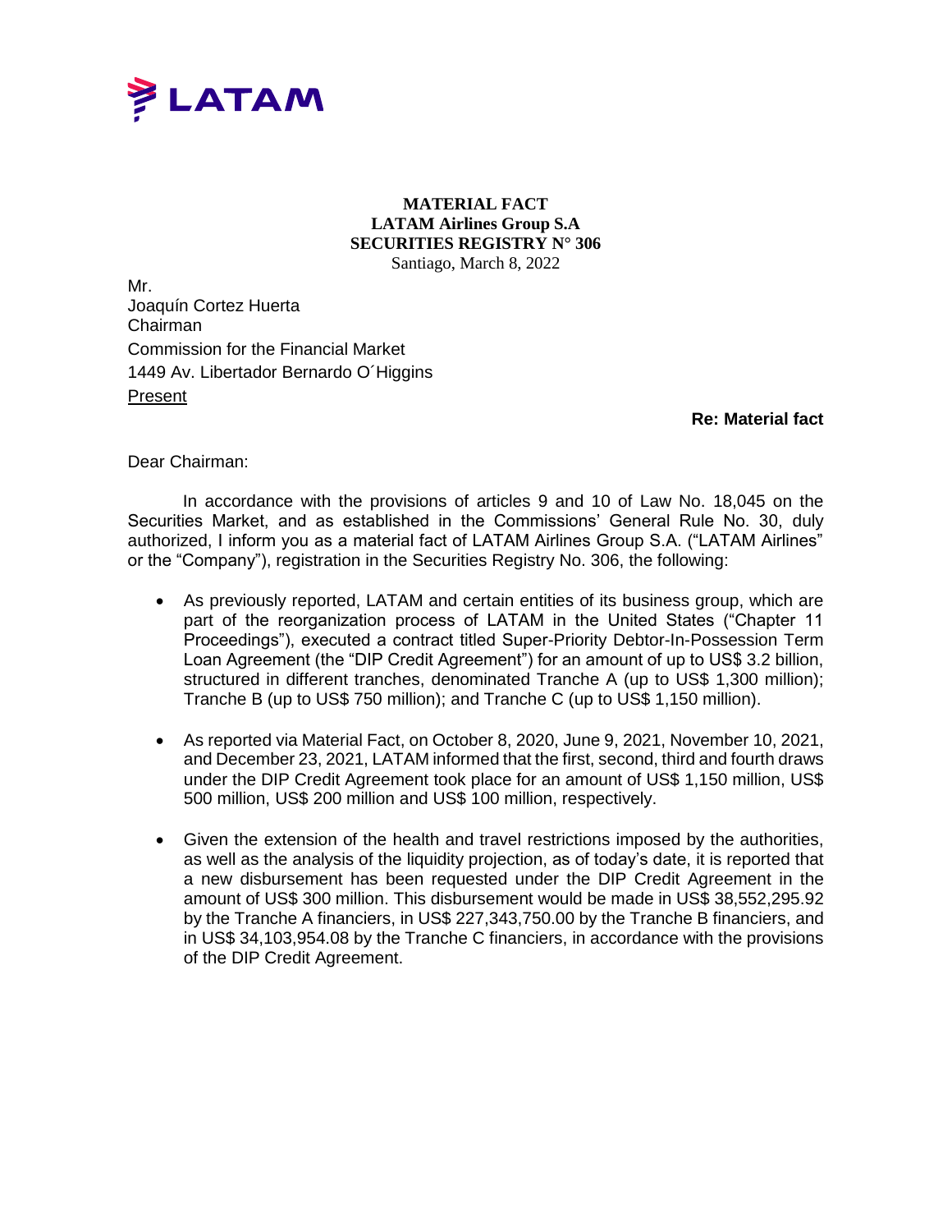**MATERIAL FACT**
**LATAM Airlines Group S.A**
**SECURITIES REGISTRY N° 306**
Santiago, March 8, 2022

Mr.
Joaquín Cortez Huerta
Chairman
Commission for the Financial Market
1449 Av. Libertador Bernardo O´Higgins
Present

**Re: Material fact**

Dear Chairman:

In accordance with the provisions of articles 9 and 10 of Law No. 18,045 on the Securities Market, and as established in the Commissions' General Rule No. 30, duly authorized, I inform you as a material fact of LATAM Airlines Group S.A. ("LATAM Airlines" or the "Company"), registration in the Securities Registry No. 306, the following:

- As previously reported, LATAM and certain entities of its business group, which are part of the reorganization process of LATAM in the United States ("Chapter 11 Proceedings"), executed a contract titled Super-Priority Debtor-In-Possession Term Loan Agreement (the "DIP Credit Agreement") for an amount of up to US$ 3.2 billion, structured in different tranches, denominated Tranche A (up to US$ 1,300 million); Tranche B (up to US$ 750 million); and Tranche C (up to US$ 1,150 million).

- As reported via Material Fact, on October 8, 2020, June 9, 2021, November 10, 2021, and December 23, 2021, LATAM informed that the first, second, third and fourth draws under the DIP Credit Agreement took place for an amount of US$ 1,150 million, US$ 500 million, US$ 200 million and US$ 100 million, respectively.

- Given the extension of the health and travel restrictions imposed by the authorities, as well as the analysis of the liquidity projection, as of today's date, it is reported that a new disbursement has been requested under the DIP Credit Agreement in the amount of US$ 300 million. This disbursement would be made in US$ 38,552,295.92 by the Tranche A financiers, in US$ 227,343,750.00 by the Tranche B financiers, and in US$ 34,103,954.08 by the Tranche C financiers, in accordance with the provisions of the DIP Credit Agreement.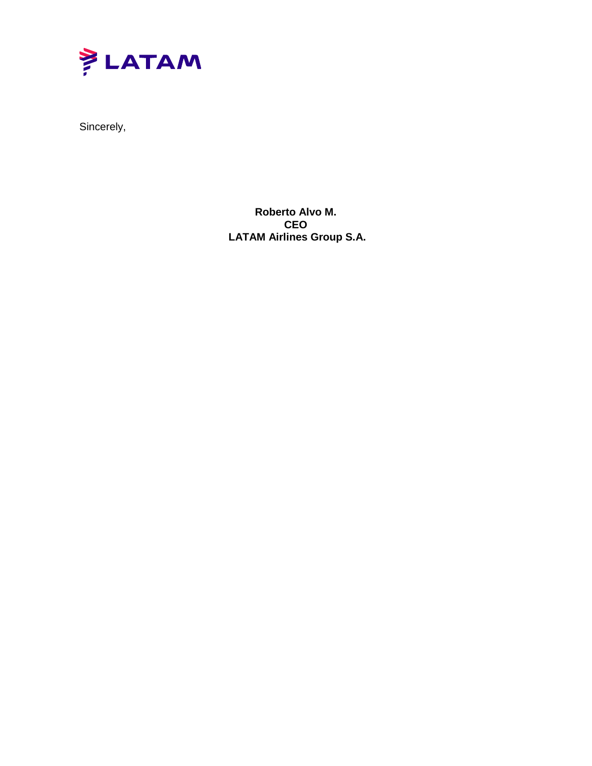Sincerely,

**Roberto Alvo M.**
**CEO**
**LATAM Airlines Group S.A.**